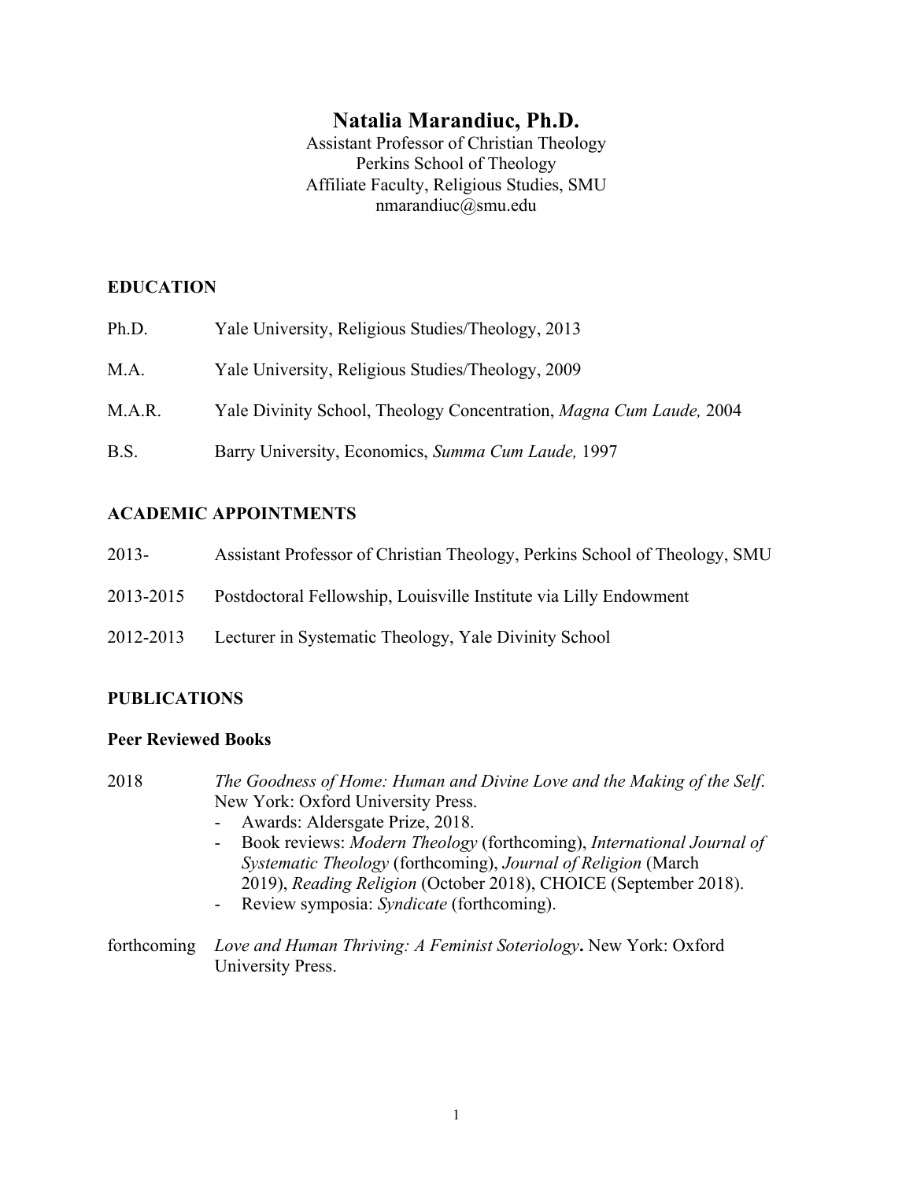# Natalia Marandiuc, Ph.D.

Assistant Professor of Christian Theology
Perkins School of Theology
Affiliate Faculty, Religious Studies, SMU
nmarandiuc@smu.edu

## EDUCATION

Ph.D. Yale University, Religious Studies/Theology, 2013

M.A. Yale University, Religious Studies/Theology, 2009

M.A.R. Yale Divinity School, Theology Concentration, *Magna Cum Laude,* 2004

B.S. Barry University, Economics, *Summa Cum Laude,* 1997

## ACADEMIC APPOINTMENTS

2013- Assistant Professor of Christian Theology, Perkins School of Theology, SMU

2013-2015 Postdoctoral Fellowship, Louisville Institute via Lilly Endowment

2012-2013 Lecturer in Systematic Theology, Yale Divinity School

## PUBLICATIONS

### Peer Reviewed Books

2018 *The Goodness of Home: Human and Divine Love and the Making of the Self*. New York: Oxford University Press.

- Awards: Aldersgate Prize, 2018.
- Book reviews: *Modern Theology* (forthcoming), *International Journal of Systematic Theology* (forthcoming), *Journal of Religion* (March 2019), *Reading Religion* (October 2018), CHOICE (September 2018).
- Review symposia: *Syndicate* (forthcoming).

forthcoming *Love and Human Thriving: A Feminist Soteriology***.** New York: Oxford University Press.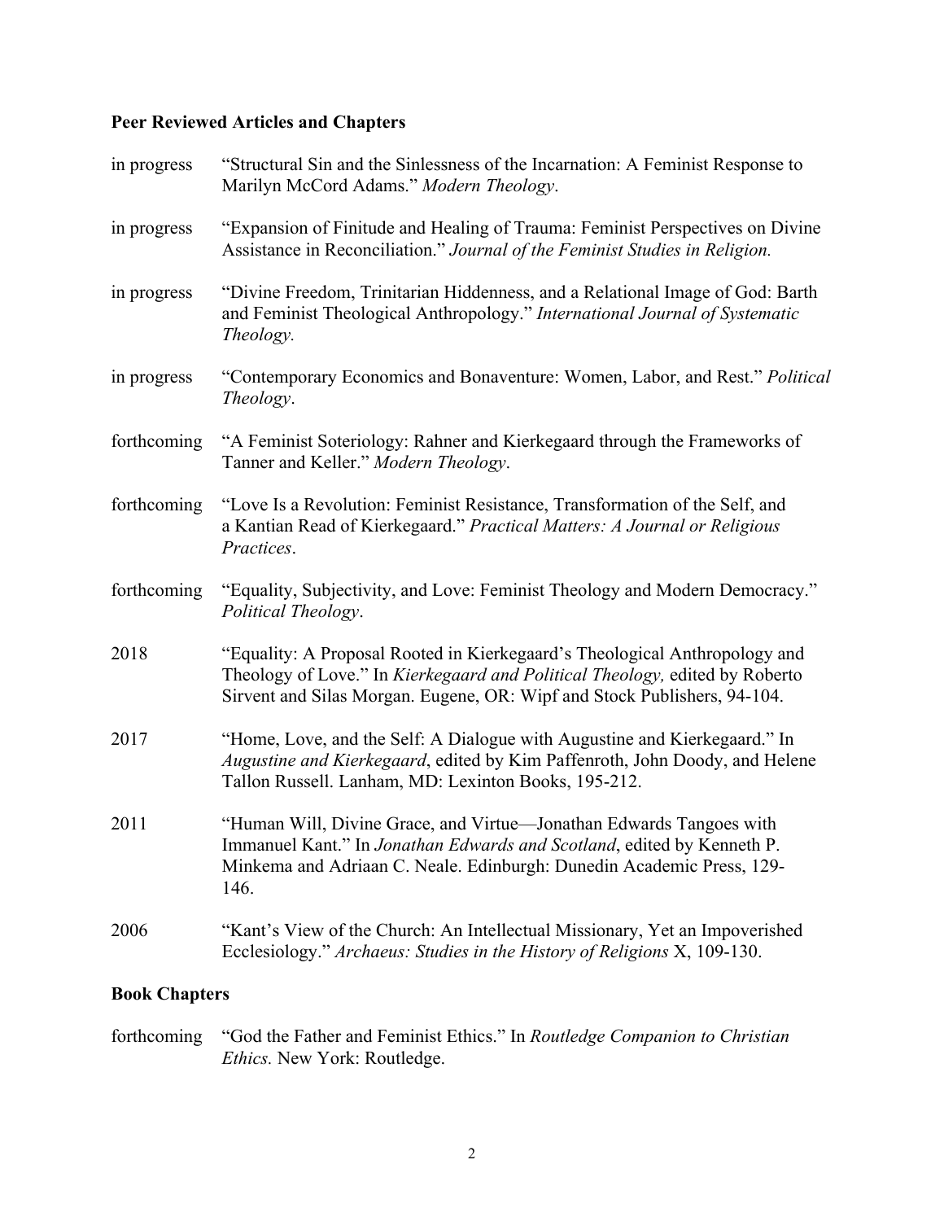## Peer Reviewed Articles and Chapters

in progress "Structural Sin and the Sinlessness of the Incarnation: A Feminist Response to Marilyn McCord Adams." *Modern Theology*.

in progress "Expansion of Finitude and Healing of Trauma: Feminist Perspectives on Divine Assistance in Reconciliation." *Journal of the Feminist Studies in Religion.*

in progress "Divine Freedom, Trinitarian Hiddenness, and a Relational Image of God: Barth and Feminist Theological Anthropology." *International Journal of Systematic Theology.*

in progress "Contemporary Economics and Bonaventure: Women, Labor, and Rest." *Political Theology*.

forthcoming "A Feminist Soteriology: Rahner and Kierkegaard through the Frameworks of Tanner and Keller." *Modern Theology*.

forthcoming "Love Is a Revolution: Feminist Resistance, Transformation of the Self, and a Kantian Read of Kierkegaard." *Practical Matters: A Journal or Religious Practices*.

forthcoming "Equality, Subjectivity, and Love: Feminist Theology and Modern Democracy." *Political Theology*.

2018 "Equality: A Proposal Rooted in Kierkegaard's Theological Anthropology and Theology of Love." In *Kierkegaard and Political Theology,* edited by Roberto Sirvent and Silas Morgan. Eugene, OR: Wipf and Stock Publishers, 94-104.

2017 "Home, Love, and the Self: A Dialogue with Augustine and Kierkegaard." In *Augustine and Kierkegaard*, edited by Kim Paffenroth, John Doody, and Helene Tallon Russell. Lanham, MD: Lexinton Books, 195-212.

2011 "Human Will, Divine Grace, and Virtue—Jonathan Edwards Tangoes with Immanuel Kant." In *Jonathan Edwards and Scotland*, edited by Kenneth P. Minkema and Adriaan C. Neale. Edinburgh: Dunedin Academic Press, 129-146.

2006 "Kant's View of the Church: An Intellectual Missionary, Yet an Impoverished Ecclesiology." *Archaeus: Studies in the History of Religions* X, 109-130.

## Book Chapters

forthcoming "God the Father and Feminist Ethics." In *Routledge Companion to Christian Ethics.* New York: Routledge.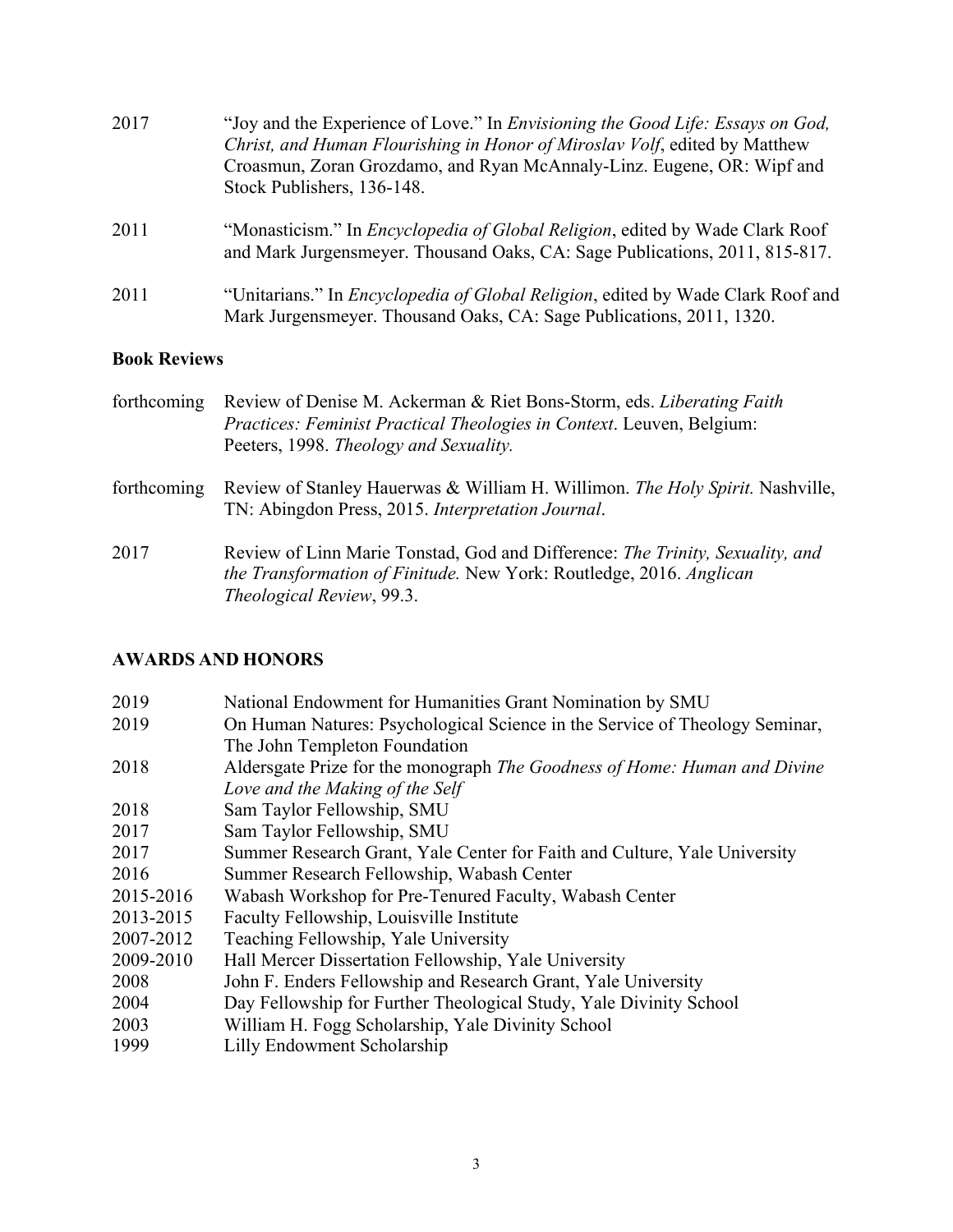2017 "Joy and the Experience of Love." In *Envisioning the Good Life: Essays on God, Christ, and Human Flourishing in Honor of Miroslav Volf*, edited by Matthew Croasmun, Zoran Grozdamo, and Ryan McAnnaly-Linz. Eugene, OR: Wipf and Stock Publishers, 136-148.

2011 "Monasticism." In *Encyclopedia of Global Religion*, edited by Wade Clark Roof and Mark Jurgensmeyer. Thousand Oaks, CA: Sage Publications, 2011, 815-817.

2011 "Unitarians." In *Encyclopedia of Global Religion*, edited by Wade Clark Roof and Mark Jurgensmeyer. Thousand Oaks, CA: Sage Publications, 2011, 1320.

**Book Reviews**

forthcoming Review of Denise M. Ackerman & Riet Bons-Storm, eds. *Liberating Faith Practices: Feminist Practical Theologies in Context*. Leuven, Belgium: Peeters, 1998. *Theology and Sexuality.*

forthcoming Review of Stanley Hauerwas & William H. Willimon. *The Holy Spirit.* Nashville, TN: Abingdon Press, 2015. *Interpretation Journal*.

2017 Review of Linn Marie Tonstad, God and Difference: *The Trinity, Sexuality, and the Transformation of Finitude.* New York: Routledge, 2016. *Anglican Theological Review*, 99.3.

## AWARDS AND HONORS

2019 National Endowment for Humanities Grant Nomination by SMU
2019 On Human Natures: Psychological Science in the Service of Theology Seminar, The John Templeton Foundation
2018 Aldersgate Prize for the monograph *The Goodness of Home: Human and Divine Love and the Making of the Self*
2018 Sam Taylor Fellowship, SMU
2017 Sam Taylor Fellowship, SMU
2017 Summer Research Grant, Yale Center for Faith and Culture, Yale University
2016 Summer Research Fellowship, Wabash Center
2015-2016 Wabash Workshop for Pre-Tenured Faculty, Wabash Center
2013-2015 Faculty Fellowship, Louisville Institute
2007-2012 Teaching Fellowship, Yale University
2009-2010 Hall Mercer Dissertation Fellowship, Yale University
2008 John F. Enders Fellowship and Research Grant, Yale University
2004 Day Fellowship for Further Theological Study, Yale Divinity School
2003 William H. Fogg Scholarship, Yale Divinity School
1999 Lilly Endowment Scholarship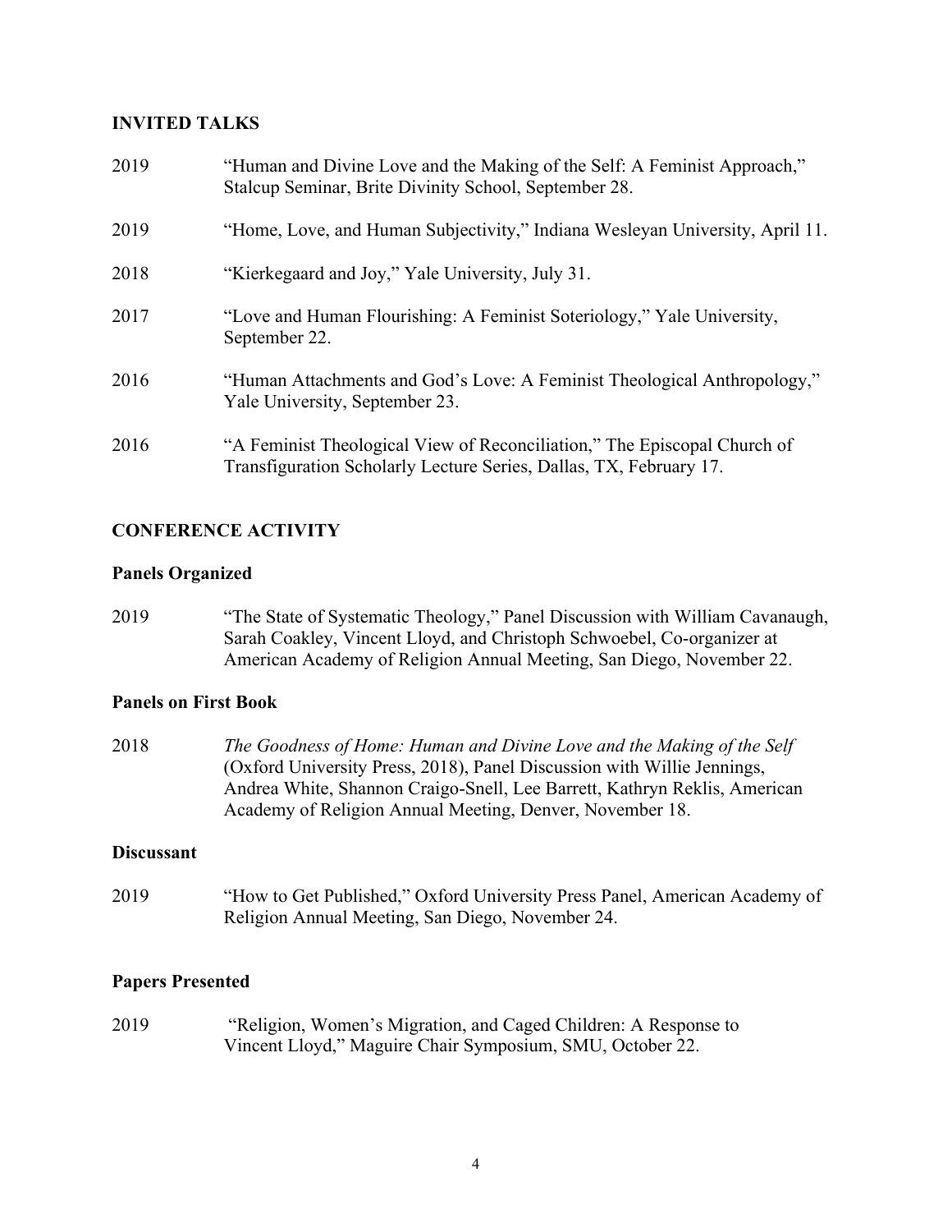## INVITED TALKS

2019 "Human and Divine Love and the Making of the Self: A Feminist Approach," Stalcup Seminar, Brite Divinity School, September 28.

2019 "Home, Love, and Human Subjectivity," Indiana Wesleyan University, April 11.

2018 "Kierkegaard and Joy," Yale University, July 31.

2017 "Love and Human Flourishing: A Feminist Soteriology," Yale University, September 22.

2016 "Human Attachments and God's Love: A Feminist Theological Anthropology," Yale University, September 23.

2016 "A Feminist Theological View of Reconciliation," The Episcopal Church of Transfiguration Scholarly Lecture Series, Dallas, TX, February 17.

## CONFERENCE ACTIVITY

### Panels Organized

2019 "The State of Systematic Theology," Panel Discussion with William Cavanaugh, Sarah Coakley, Vincent Lloyd, and Christoph Schwoebel, Co-organizer at American Academy of Religion Annual Meeting, San Diego, November 22.

### Panels on First Book

2018 *The Goodness of Home: Human and Divine Love and the Making of the Self* (Oxford University Press, 2018), Panel Discussion with Willie Jennings, Andrea White, Shannon Craigo-Snell, Lee Barrett, Kathryn Reklis, American Academy of Religion Annual Meeting, Denver, November 18.

### Discussant

2019 "How to Get Published," Oxford University Press Panel, American Academy of Religion Annual Meeting, San Diego, November 24.

### Papers Presented

2019 "Religion, Women's Migration, and Caged Children: A Response to Vincent Lloyd," Maguire Chair Symposium, SMU, October 22.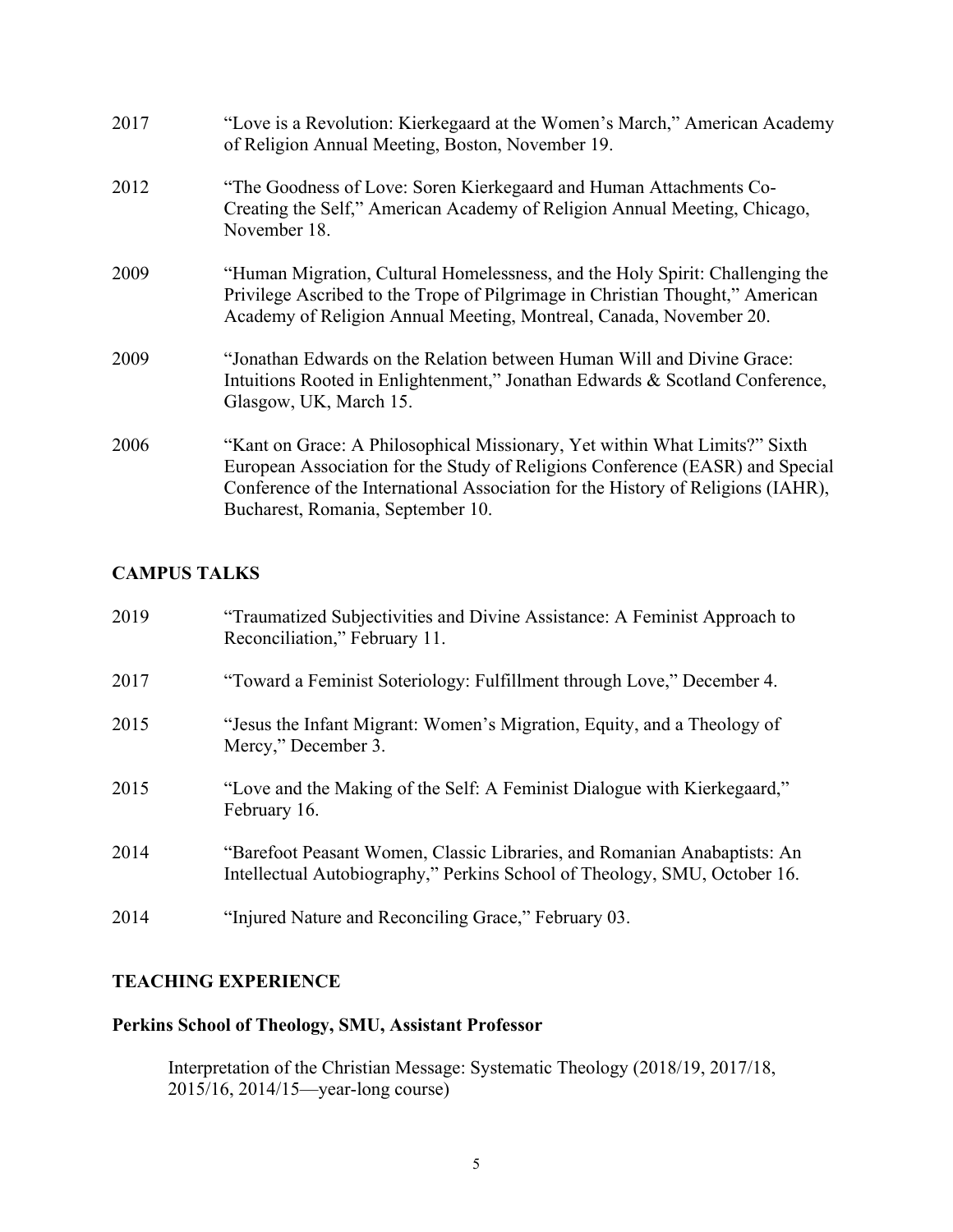2017 "Love is a Revolution: Kierkegaard at the Women's March," American Academy of Religion Annual Meeting, Boston, November 19.

2012 "The Goodness of Love: Soren Kierkegaard and Human Attachments Co-Creating the Self," American Academy of Religion Annual Meeting, Chicago, November 18.

2009 "Human Migration, Cultural Homelessness, and the Holy Spirit: Challenging the Privilege Ascribed to the Trope of Pilgrimage in Christian Thought," American Academy of Religion Annual Meeting, Montreal, Canada, November 20.

2009 "Jonathan Edwards on the Relation between Human Will and Divine Grace: Intuitions Rooted in Enlightenment," Jonathan Edwards & Scotland Conference, Glasgow, UK, March 15.

2006 "Kant on Grace: A Philosophical Missionary, Yet within What Limits?" Sixth European Association for the Study of Religions Conference (EASR) and Special Conference of the International Association for the History of Religions (IAHR), Bucharest, Romania, September 10.

## CAMPUS TALKS

2019 "Traumatized Subjectivities and Divine Assistance: A Feminist Approach to Reconciliation," February 11.

2017 "Toward a Feminist Soteriology: Fulfillment through Love," December 4.

2015 "Jesus the Infant Migrant: Women's Migration, Equity, and a Theology of Mercy," December 3.

2015 "Love and the Making of the Self: A Feminist Dialogue with Kierkegaard," February 16.

2014 "Barefoot Peasant Women, Classic Libraries, and Romanian Anabaptists: An Intellectual Autobiography," Perkins School of Theology, SMU, October 16.

2014 "Injured Nature and Reconciling Grace," February 03.

## TEACHING EXPERIENCE

### Perkins School of Theology, SMU, Assistant Professor

Interpretation of the Christian Message: Systematic Theology (2018/19, 2017/18, 2015/16, 2014/15—year-long course)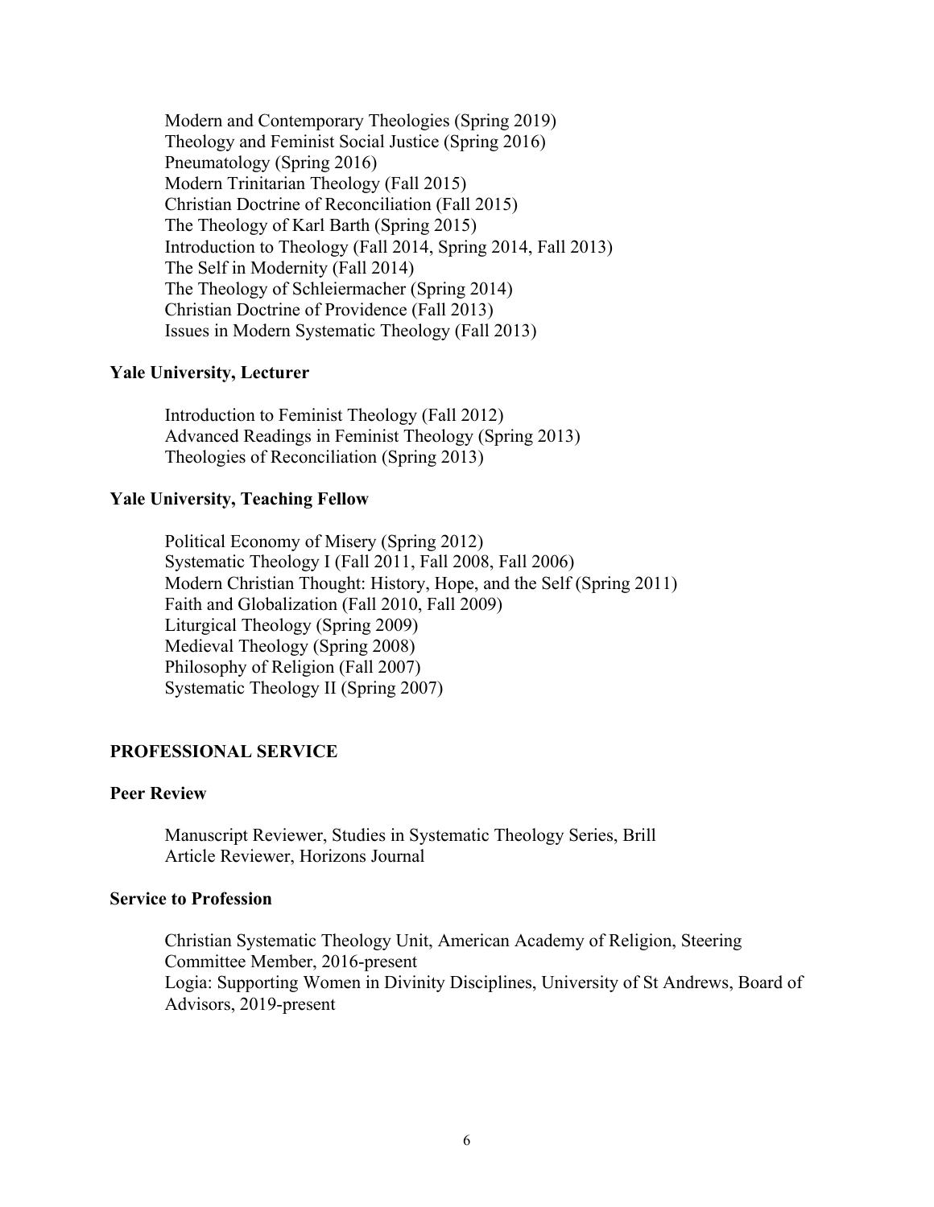Modern and Contemporary Theologies (Spring 2019)
Theology and Feminist Social Justice (Spring 2016)
Pneumatology (Spring 2016)
Modern Trinitarian Theology (Fall 2015)
Christian Doctrine of Reconciliation (Fall 2015)
The Theology of Karl Barth (Spring 2015)
Introduction to Theology (Fall 2014, Spring 2014, Fall 2013)
The Self in Modernity (Fall 2014)
The Theology of Schleiermacher (Spring 2014)
Christian Doctrine of Providence (Fall 2013)
Issues in Modern Systematic Theology (Fall 2013)

**Yale University, Lecturer**

Introduction to Feminist Theology (Fall 2012)
Advanced Readings in Feminist Theology (Spring 2013)
Theologies of Reconciliation (Spring 2013)

**Yale University, Teaching Fellow**

Political Economy of Misery (Spring 2012)
Systematic Theology I (Fall 2011, Fall 2008, Fall 2006)
Modern Christian Thought: History, Hope, and the Self (Spring 2011)
Faith and Globalization (Fall 2010, Fall 2009)
Liturgical Theology (Spring 2009)
Medieval Theology (Spring 2008)
Philosophy of Religion (Fall 2007)
Systematic Theology II (Spring 2007)

## PROFESSIONAL SERVICE

**Peer Review**

Manuscript Reviewer, Studies in Systematic Theology Series, Brill
Article Reviewer, Horizons Journal

**Service to Profession**

Christian Systematic Theology Unit, American Academy of Religion, Steering Committee Member, 2016-present
Logia: Supporting Women in Divinity Disciplines, University of St Andrews, Board of Advisors, 2019-present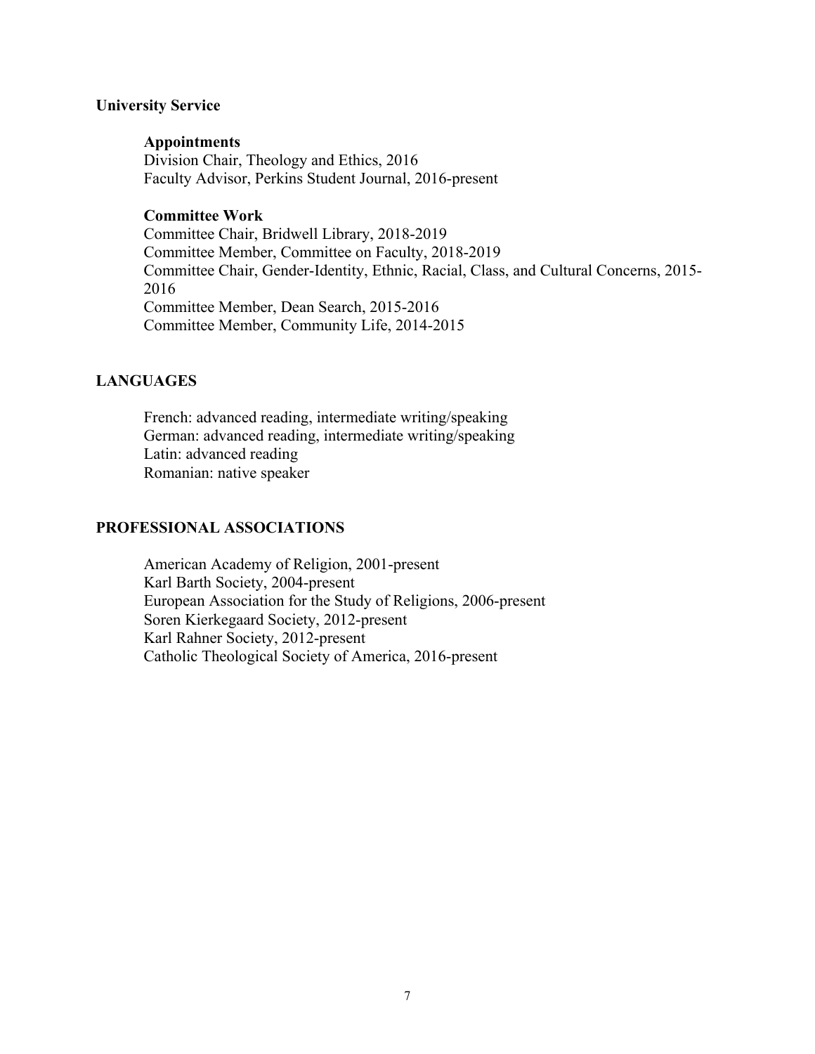**University Service**

**Appointments**

Division Chair, Theology and Ethics, 2016
Faculty Advisor, Perkins Student Journal, 2016-present

**Committee Work**

Committee Chair, Bridwell Library, 2018-2019
Committee Member, Committee on Faculty, 2018-2019
Committee Chair, Gender-Identity, Ethnic, Racial, Class, and Cultural Concerns, 2015-2016
Committee Member, Dean Search, 2015-2016
Committee Member, Community Life, 2014-2015

## LANGUAGES

French: advanced reading, intermediate writing/speaking
German: advanced reading, intermediate writing/speaking
Latin: advanced reading
Romanian: native speaker

## PROFESSIONAL ASSOCIATIONS

American Academy of Religion, 2001-present
Karl Barth Society, 2004-present
European Association for the Study of Religions, 2006-present
Soren Kierkegaard Society, 2012-present
Karl Rahner Society, 2012-present
Catholic Theological Society of America, 2016-present